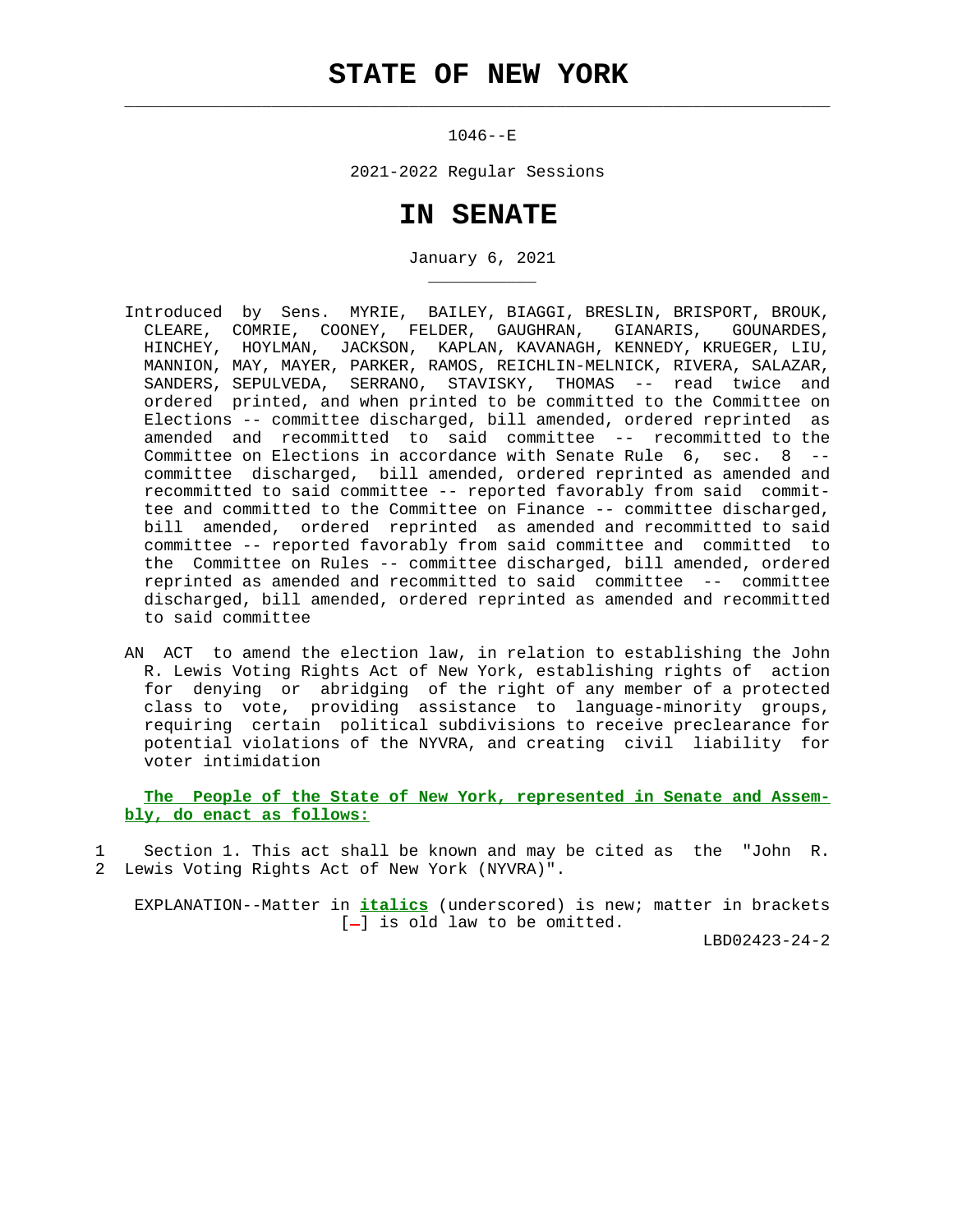# STATE OF NEW YORK

---

1046--E

2021-2022 Regular Sessions

# IN SENATE

January 6, 2021

---

Introduced by Sens. MYRIE, BAILEY, BIAGGI, BRESLIN, BRISPORT, BROUK, CLEARE, COMRIE, COONEY, FELDER, GAUGHRAN, GIANARIS, GOUNARDES, HINCHEY, HOYLMAN, JACKSON, KAPLAN, KAVANAGH, KENNEDY, KRUEGER, LIU, MANNION, MAY, MAYER, PARKER, RAMOS, REICHLIN-MELNICK, RIVERA, SALAZAR, SANDERS, SEPULVEDA, SERRANO, STAVISKY, THOMAS -- read twice and ordered printed, and when printed to be committed to the Committee on Elections -- committee discharged, bill amended, ordered reprinted as amended and recommitted to said committee -- recommitted to the Committee on Elections in accordance with Senate Rule 6, sec. 8 -- committee discharged, bill amended, ordered reprinted as amended and recommitted to said committee -- reported favorably from said committee and committed to the Committee on Finance -- committee discharged, bill amended, ordered reprinted as amended and recommitted to said committee -- reported favorably from said committee and committed to the Committee on Rules -- committee discharged, bill amended, ordered reprinted as amended and recommitted to said committee -- committee discharged, bill amended, ordered reprinted as amended and recommitted to said committee

AN ACT to amend the election law, in relation to establishing the John R. Lewis Voting Rights Act of New York, establishing rights of action for denying or abridging of the right of any member of a protected class to vote, providing assistance to language-minority groups, requiring certain political subdivisions to receive preclearance for potential violations of the NYVRA, and creating civil liability for voter intimidation

**The People of the State of New York, represented in Senate and Assembly, do enact as follows:**

1 Section 1. This act shall be known and may be cited as the "John R.
2 Lewis Voting Rights Act of New York (NYVRA)".

EXPLANATION--Matter in ***italics*** (underscored) is new; matter in brackets [-] is old law to be omitted.

LBD02423-24-2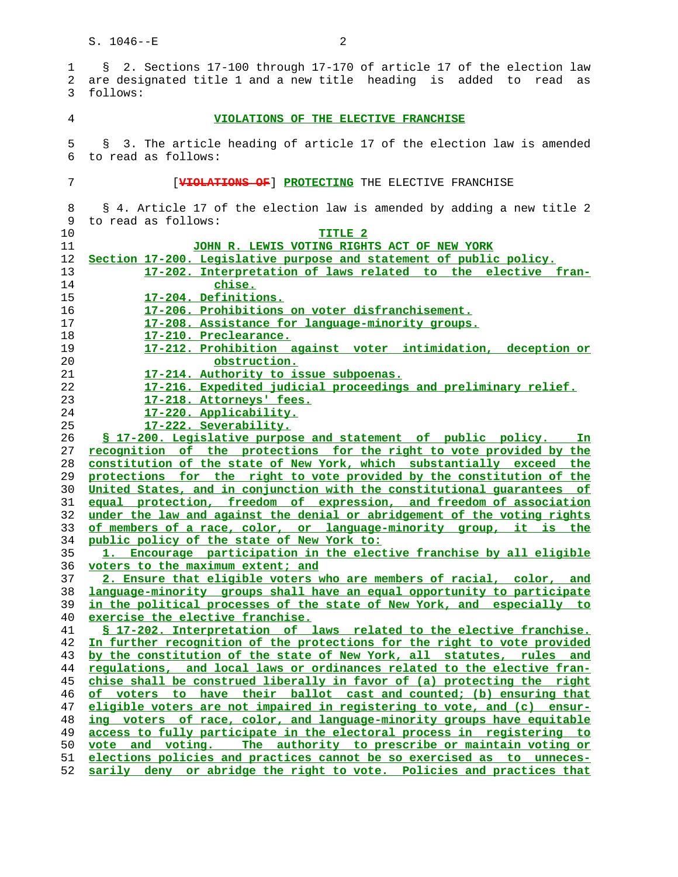§ 2. Sections 17-100 through 17-170 of article 17 of the election law are designated title 1 and a new title heading is added to read as follows:

VIOLATIONS OF THE ELECTIVE FRANCHISE

§ 3. The article heading of article 17 of the election law is amended to read as follows:

[VIOLATIONS OF] PROTECTING THE ELECTIVE FRANCHISE

§ 4. Article 17 of the election law is amended by adding a new title 2 to read as follows:

TITLE 2

JOHN R. LEWIS VOTING RIGHTS ACT OF NEW YORK

Section 17-200. Legislative purpose and statement of public policy.
17-202. Interpretation of laws related to the elective franchise.
17-204. Definitions.
17-206. Prohibitions on voter disfranchisement.
17-208. Assistance for language-minority groups.
17-210. Preclearance.
17-212. Prohibition against voter intimidation, deception or obstruction.
17-214. Authority to issue subpoenas.
17-216. Expedited judicial proceedings and preliminary relief.
17-218. Attorneys' fees.
17-220. Applicability.
17-222. Severability.

§ 17-200. Legislative purpose and statement of public policy. In recognition of the protections for the right to vote provided by the constitution of the state of New York, which substantially exceed the protections for the right to vote provided by the constitution of the United States, and in conjunction with the constitutional guarantees of equal protection, freedom of expression, and freedom of association under the law and against the denial or abridgement of the voting rights of members of a race, color, or language-minority group, it is the public policy of the state of New York to:

1. Encourage participation in the elective franchise by all eligible voters to the maximum extent; and

2. Ensure that eligible voters who are members of racial, color, and language-minority groups shall have an equal opportunity to participate in the political processes of the state of New York, and especially to exercise the elective franchise.

§ 17-202. Interpretation of laws related to the elective franchise. In further recognition of the protections for the right to vote provided by the constitution of the state of New York, all statutes, rules and regulations, and local laws or ordinances related to the elective franchise shall be construed liberally in favor of (a) protecting the right of voters to have their ballot cast and counted; (b) ensuring that eligible voters are not impaired in registering to vote, and (c) ensuring voters of race, color, and language-minority groups have equitable access to fully participate in the electoral process in registering to vote and voting. The authority to prescribe or maintain voting or elections policies and practices cannot be so exercised as to unnecessarily deny or abridge the right to vote. Policies and practices that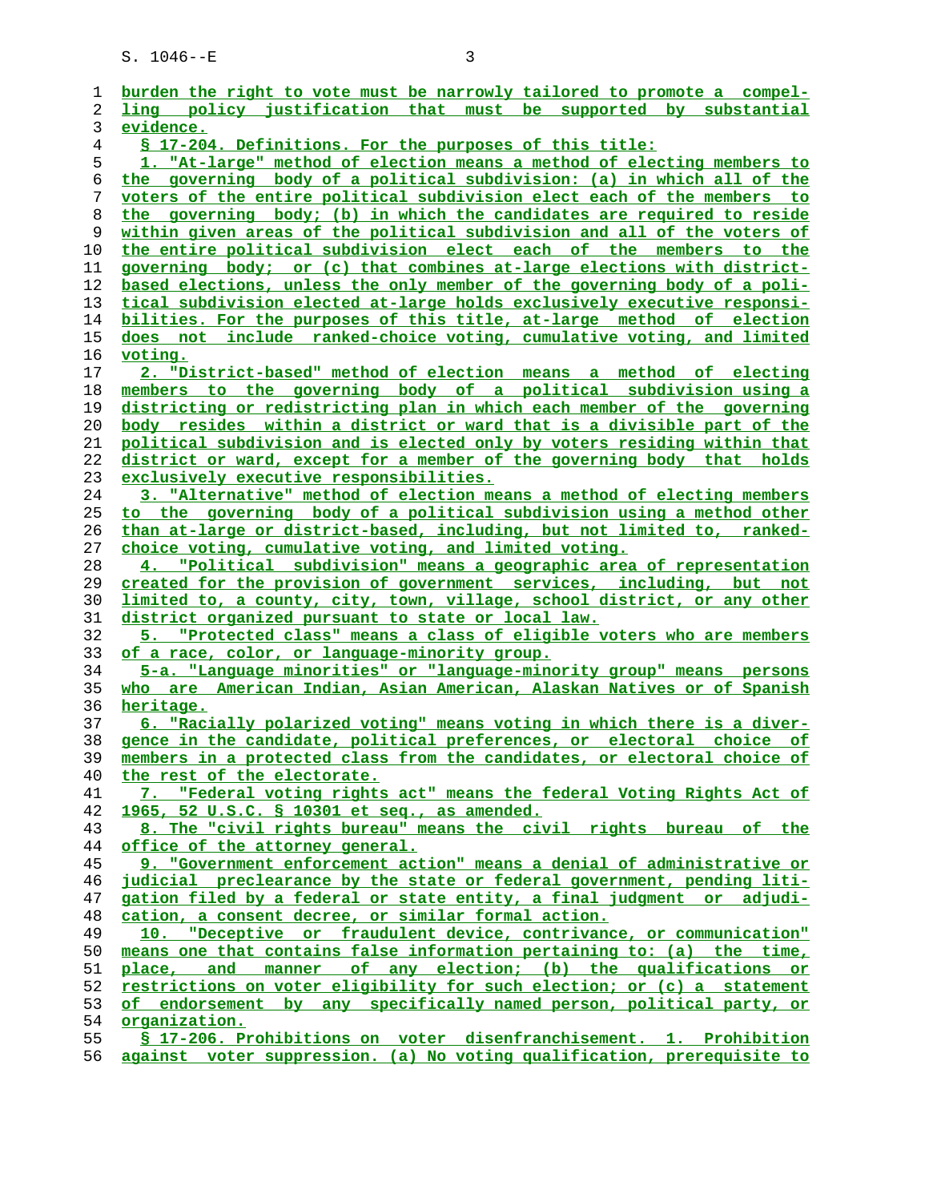burden the right to vote must be narrowly tailored to promote a compelling policy justification that must be supported by substantial evidence.

§ 17-204. Definitions. For the purposes of this title:

1. "At-large" method of election means a method of electing members to the governing body of a political subdivision: (a) in which all of the voters of the entire political subdivision elect each of the members to the governing body; (b) in which the candidates are required to reside within given areas of the political subdivision and all of the voters of the entire political subdivision elect each of the members to the governing body; or (c) that combines at-large elections with district-based elections, unless the only member of the governing body of a political subdivision elected at-large holds exclusively executive responsibilities. For the purposes of this title, at-large method of election does not include ranked-choice voting, cumulative voting, and limited voting.

2. "District-based" method of election means a method of electing members to the governing body of a political subdivision using a districting or redistricting plan in which each member of the governing body resides within a district or ward that is a divisible part of the political subdivision and is elected only by voters residing within that district or ward, except for a member of the governing body that holds exclusively executive responsibilities.

3. "Alternative" method of election means a method of electing members to the governing body of a political subdivision using a method other than at-large or district-based, including, but not limited to, ranked-choice voting, cumulative voting, and limited voting.

4. "Political subdivision" means a geographic area of representation created for the provision of government services, including, but not limited to, a county, city, town, village, school district, or any other district organized pursuant to state or local law.

5. "Protected class" means a class of eligible voters who are members of a race, color, or language-minority group.

5-a. "Language minorities" or "language-minority group" means persons who are American Indian, Asian American, Alaskan Natives or of Spanish heritage.

6. "Racially polarized voting" means voting in which there is a divergence in the candidate, political preferences, or electoral choice of members in a protected class from the candidates, or electoral choice of the rest of the electorate.

7. "Federal voting rights act" means the federal Voting Rights Act of 1965, 52 U.S.C. § 10301 et seq., as amended.

8. The "civil rights bureau" means the civil rights bureau of the office of the attorney general.

9. "Government enforcement action" means a denial of administrative or judicial preclearance by the state or federal government, pending litigation filed by a federal or state entity, a final judgment or adjudication, a consent decree, or similar formal action.

10. "Deceptive or fraudulent device, contrivance, or communication" means one that contains false information pertaining to: (a) the time, place, and manner of any election; (b) the qualifications or restrictions on voter eligibility for such election; or (c) a statement of endorsement by any specifically named person, political party, or organization.

§ 17-206. Prohibitions on voter disenfranchisement. 1. Prohibition against voter suppression. (a) No voting qualification, prerequisite to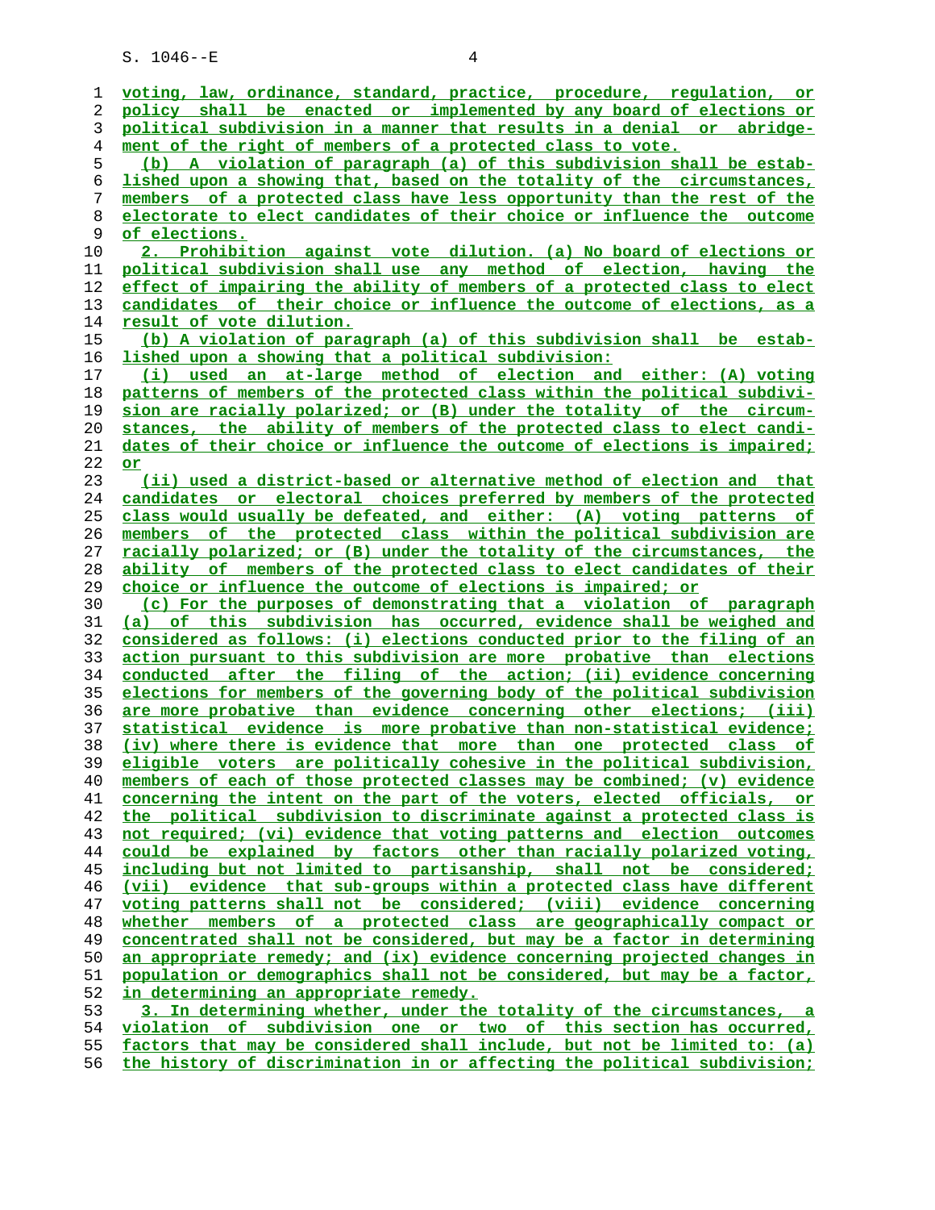voting, law, ordinance, standard, practice, procedure, regulation, or policy shall be enacted or implemented by any board of elections or political subdivision in a manner that results in a denial or abridgement of the right of members of a protected class to vote.

(b) A violation of paragraph (a) of this subdivision shall be established upon a showing that, based on the totality of the circumstances, members of a protected class have less opportunity than the rest of the electorate to elect candidates of their choice or influence the outcome of elections.

2. Prohibition against vote dilution. (a) No board of elections or political subdivision shall use any method of election, having the effect of impairing the ability of members of a protected class to elect candidates of their choice or influence the outcome of elections, as a result of vote dilution.

(b) A violation of paragraph (a) of this subdivision shall be established upon a showing that a political subdivision:

(i) used an at-large method of election and either: (A) voting patterns of members of the protected class within the political subdivision are racially polarized; or (B) under the totality of the circumstances, the ability of members of the protected class to elect candidates of their choice or influence the outcome of elections is impaired; or

(ii) used a district-based or alternative method of election and that candidates or electoral choices preferred by members of the protected class would usually be defeated, and either: (A) voting patterns of members of the protected class within the political subdivision are racially polarized; or (B) under the totality of the circumstances, the ability of members of the protected class to elect candidates of their choice or influence the outcome of elections is impaired; or

(c) For the purposes of demonstrating that a violation of paragraph (a) of this subdivision has occurred, evidence shall be weighed and considered as follows: (i) elections conducted prior to the filing of an action pursuant to this subdivision are more probative than elections conducted after the filing of the action; (ii) evidence concerning elections for members of the governing body of the political subdivision are more probative than evidence concerning other elections; (iii) statistical evidence is more probative than non-statistical evidence; (iv) where there is evidence that more than one protected class of eligible voters are politically cohesive in the political subdivision, members of each of those protected classes may be combined; (v) evidence concerning the intent on the part of the voters, elected officials, or the political subdivision to discriminate against a protected class is not required; (vi) evidence that voting patterns and election outcomes could be explained by factors other than racially polarized voting, including but not limited to partisanship, shall not be considered; (vii) evidence that sub-groups within a protected class have different voting patterns shall not be considered; (viii) evidence concerning whether members of a protected class are geographically compact or concentrated shall not be considered, but may be a factor in determining an appropriate remedy; and (ix) evidence concerning projected changes in population or demographics shall not be considered, but may be a factor, in determining an appropriate remedy.

3. In determining whether, under the totality of the circumstances, a violation of subdivision one or two of this section has occurred, factors that may be considered shall include, but not be limited to: (a) the history of discrimination in or affecting the political subdivision;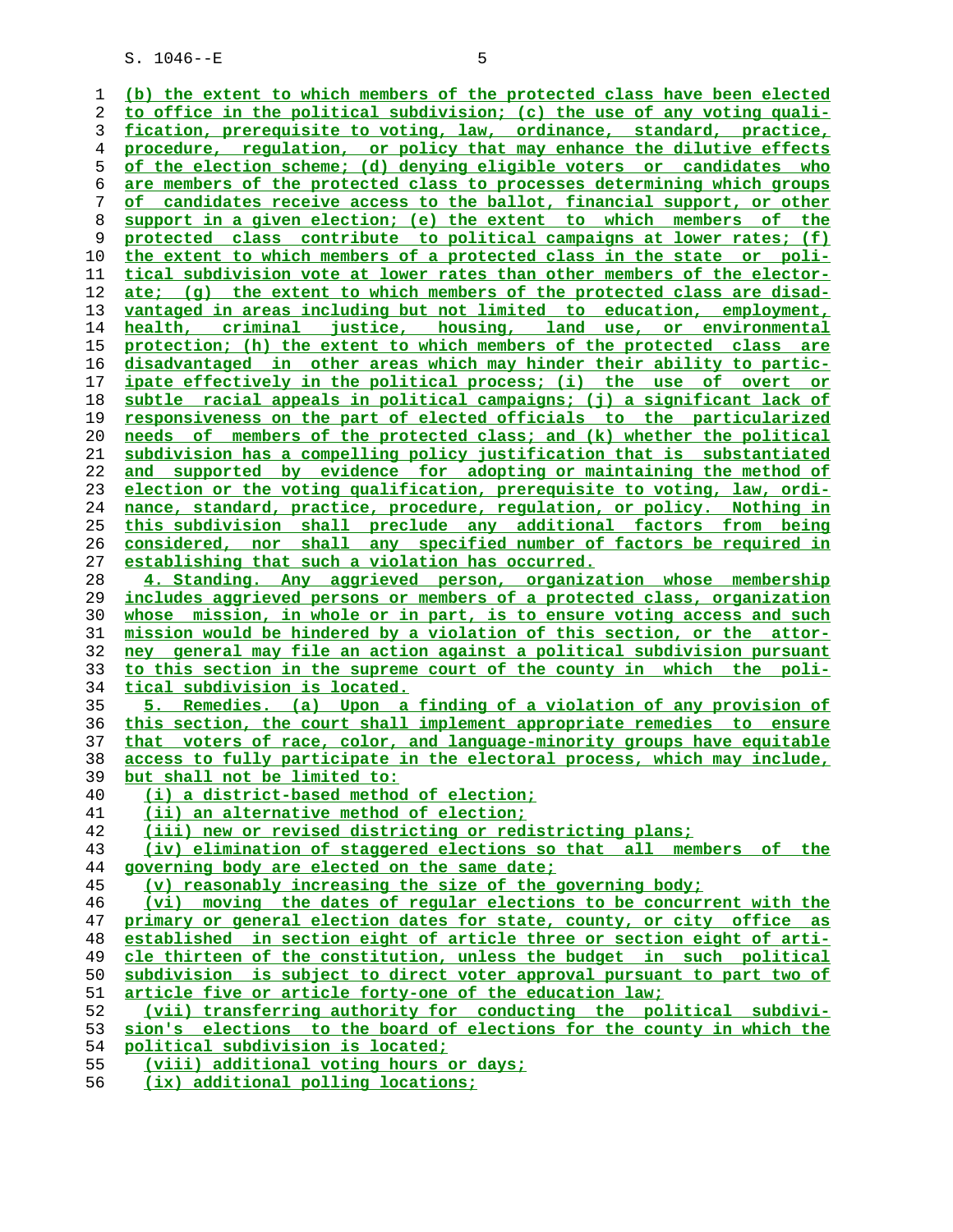(b) the extent to which members of the protected class have been elected to office in the political subdivision; (c) the use of any voting qualification, prerequisite to voting, law, ordinance, standard, practice, procedure, regulation, or policy that may enhance the dilutive effects of the election scheme; (d) denying eligible voters or candidates who are members of the protected class to processes determining which groups of candidates receive access to the ballot, financial support, or other support in a given election; (e) the extent to which members of the protected class contribute to political campaigns at lower rates; (f) the extent to which members of a protected class in the state or political subdivision vote at lower rates than other members of the electorate; (g) the extent to which members of the protected class are disadvantaged in areas including but not limited to education, employment, health, criminal justice, housing, land use, or environmental protection; (h) the extent to which members of the protected class are disadvantaged in other areas which may hinder their ability to participate effectively in the political process; (i) the use of overt or subtle racial appeals in political campaigns; (j) a significant lack of responsiveness on the part of elected officials to the particularized needs of members of the protected class; and (k) whether the political subdivision has a compelling policy justification that is substantiated and supported by evidence for adopting or maintaining the method of election or the voting qualification, prerequisite to voting, law, ordinance, standard, practice, procedure, regulation, or policy. Nothing in this subdivision shall preclude any additional factors from being considered, nor shall any specified number of factors be required in establishing that such a violation has occurred.

4. Standing. Any aggrieved person, organization whose membership includes aggrieved persons or members of a protected class, organization whose mission, in whole or in part, is to ensure voting access and such mission would be hindered by a violation of this section, or the attorney general may file an action against a political subdivision pursuant to this section in the supreme court of the county in which the political subdivision is located.

5. Remedies. (a) Upon a finding of a violation of any provision of this section, the court shall implement appropriate remedies to ensure that voters of race, color, and language-minority groups have equitable access to fully participate in the electoral process, which may include, but shall not be limited to:

(i) a district-based method of election;

(ii) an alternative method of election;

(iii) new or revised districting or redistricting plans;

(iv) elimination of staggered elections so that all members of the governing body are elected on the same date;

(v) reasonably increasing the size of the governing body;

(vi) moving the dates of regular elections to be concurrent with the primary or general election dates for state, county, or city office as established in section eight of article three or section eight of article thirteen of the constitution, unless the budget in such political subdivision is subject to direct voter approval pursuant to part two of article five or article forty-one of the education law;

(vii) transferring authority for conducting the political subdivision's elections to the board of elections for the county in which the political subdivision is located;

(viii) additional voting hours or days;

(ix) additional polling locations;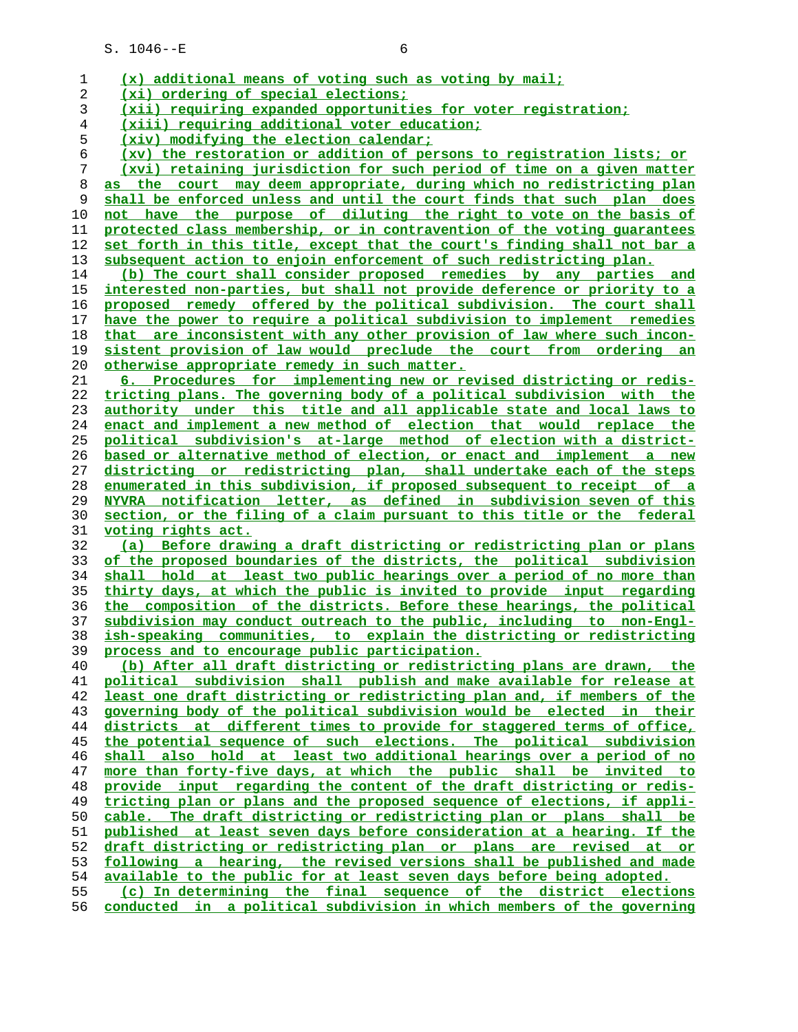(x) additional means of voting such as voting by mail;

(xi) ordering of special elections;

(xii) requiring expanded opportunities for voter registration;

(xiii) requiring additional voter education;

(xiv) modifying the election calendar;

(xv) the restoration or addition of persons to registration lists; or

(xvi) retaining jurisdiction for such period of time on a given matter as the court may deem appropriate, during which no redistricting plan shall be enforced unless and until the court finds that such plan does not have the purpose of diluting the right to vote on the basis of protected class membership, or in contravention of the voting guarantees set forth in this title, except that the court's finding shall not bar a subsequent action to enjoin enforcement of such redistricting plan.

(b) The court shall consider proposed remedies by any parties and interested non-parties, but shall not provide deference or priority to a proposed remedy offered by the political subdivision. The court shall have the power to require a political subdivision to implement remedies that are inconsistent with any other provision of law where such inconsistent provision of law would preclude the court from ordering an otherwise appropriate remedy in such matter.

6. Procedures for implementing new or revised districting or redistricting plans. The governing body of a political subdivision with the authority under this title and all applicable state and local laws to enact and implement a new method of election that would replace the political subdivision's at-large method of election with a district-based or alternative method of election, or enact and implement a new districting or redistricting plan, shall undertake each of the steps enumerated in this subdivision, if proposed subsequent to receipt of a NYVRA notification letter, as defined in subdivision seven of this section, or the filing of a claim pursuant to this title or the federal voting rights act.

(a) Before drawing a draft districting or redistricting plan or plans of the proposed boundaries of the districts, the political subdivision shall hold at least two public hearings over a period of no more than thirty days, at which the public is invited to provide input regarding the composition of the districts. Before these hearings, the political subdivision may conduct outreach to the public, including to non-English-speaking communities, to explain the districting or redistricting process and to encourage public participation.

(b) After all draft districting or redistricting plans are drawn, the political subdivision shall publish and make available for release at least one draft districting or redistricting plan and, if members of the governing body of the political subdivision would be elected in their districts at different times to provide for staggered terms of office, the potential sequence of such elections. The political subdivision shall also hold at least two additional hearings over a period of no more than forty-five days, at which the public shall be invited to provide input regarding the content of the draft districting or redistricting plan or plans and the proposed sequence of elections, if applicable. The draft districting or redistricting plan or plans shall be published at least seven days before consideration at a hearing. If the draft districting or redistricting plan or plans are revised at or following a hearing, the revised versions shall be published and made available to the public for at least seven days before being adopted.

(c) In determining the final sequence of the district elections conducted in a political subdivision in which members of the governing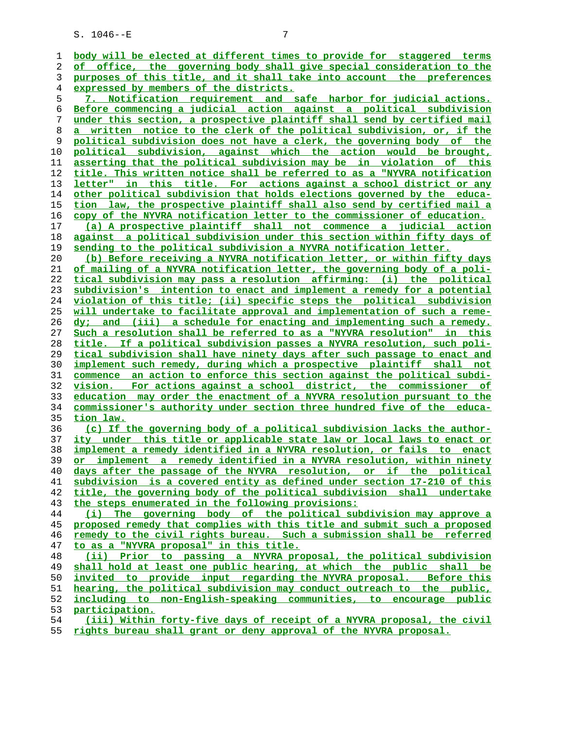body will be elected at different times to provide for staggered terms of office, the governing body shall give special consideration to the purposes of this title, and it shall take into account the preferences expressed by members of the districts.

7. Notification requirement and safe harbor for judicial actions. Before commencing a judicial action against a political subdivision under this section, a prospective plaintiff shall send by certified mail a written notice to the clerk of the political subdivision, or, if the political subdivision does not have a clerk, the governing body of the political subdivision, against which the action would be brought, asserting that the political subdivision may be in violation of this title. This written notice shall be referred to as a "NYVRA notification letter" in this title. For actions against a school district or any other political subdivision that holds elections governed by the education law, the prospective plaintiff shall also send by certified mail a copy of the NYVRA notification letter to the commissioner of education.

(a) A prospective plaintiff shall not commence a judicial action against a political subdivision under this section within fifty days of sending to the political subdivision a NYVRA notification letter.

(b) Before receiving a NYVRA notification letter, or within fifty days of mailing of a NYVRA notification letter, the governing body of a political subdivision may pass a resolution affirming: (i) the political subdivision's intention to enact and implement a remedy for a potential violation of this title; (ii) specific steps the political subdivision will undertake to facilitate approval and implementation of such a remedy; and (iii) a schedule for enacting and implementing such a remedy. Such a resolution shall be referred to as a "NYVRA resolution" in this title. If a political subdivision passes a NYVRA resolution, such political subdivision shall have ninety days after such passage to enact and implement such remedy, during which a prospective plaintiff shall not commence an action to enforce this section against the political subdivision. For actions against a school district, the commissioner of education may order the enactment of a NYVRA resolution pursuant to the commissioner's authority under section three hundred five of the education law.

(c) If the governing body of a political subdivision lacks the authority under this title or applicable state law or local laws to enact or implement a remedy identified in a NYVRA resolution, or fails to enact or implement a remedy identified in a NYVRA resolution, within ninety days after the passage of the NYVRA resolution, or if the political subdivision is a covered entity as defined under section 17-210 of this title, the governing body of the political subdivision shall undertake the steps enumerated in the following provisions:

(i) The governing body of the political subdivision may approve a proposed remedy that complies with this title and submit such a proposed remedy to the civil rights bureau. Such a submission shall be referred to as a "NYVRA proposal" in this title.

(ii) Prior to passing a NYVRA proposal, the political subdivision shall hold at least one public hearing, at which the public shall be invited to provide input regarding the NYVRA proposal. Before this hearing, the political subdivision may conduct outreach to the public, including to non-English-speaking communities, to encourage public participation.

(iii) Within forty-five days of receipt of a NYVRA proposal, the civil rights bureau shall grant or deny approval of the NYVRA proposal.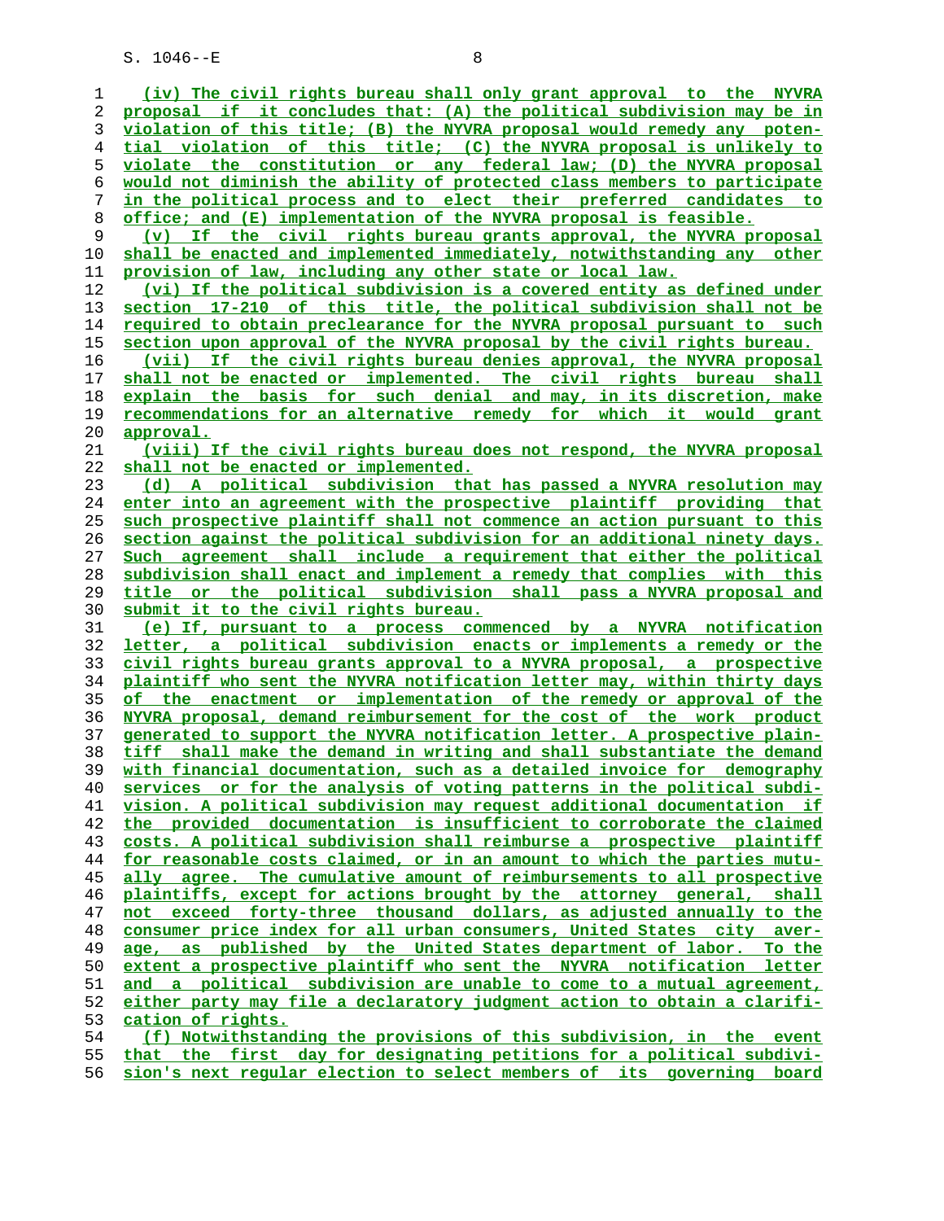(iv) The civil rights bureau shall only grant approval to the NYVRA proposal if it concludes that: (A) the political subdivision may be in violation of this title; (B) the NYVRA proposal would remedy any potential violation of this title; (C) the NYVRA proposal is unlikely to violate the constitution or any federal law; (D) the NYVRA proposal would not diminish the ability of protected class members to participate in the political process and to elect their preferred candidates to office; and (E) implementation of the NYVRA proposal is feasible.

(v) If the civil rights bureau grants approval, the NYVRA proposal shall be enacted and implemented immediately, notwithstanding any other provision of law, including any other state or local law.

(vi) If the political subdivision is a covered entity as defined under section 17-210 of this title, the political subdivision shall not be required to obtain preclearance for the NYVRA proposal pursuant to such section upon approval of the NYVRA proposal by the civil rights bureau.

(vii) If the civil rights bureau denies approval, the NYVRA proposal shall not be enacted or implemented. The civil rights bureau shall explain the basis for such denial and may, in its discretion, make recommendations for an alternative remedy for which it would grant approval.

(viii) If the civil rights bureau does not respond, the NYVRA proposal shall not be enacted or implemented.

(d) A political subdivision that has passed a NYVRA resolution may enter into an agreement with the prospective plaintiff providing that such prospective plaintiff shall not commence an action pursuant to this section against the political subdivision for an additional ninety days. Such agreement shall include a requirement that either the political subdivision shall enact and implement a remedy that complies with this title or the political subdivision shall pass a NYVRA proposal and submit it to the civil rights bureau.

(e) If, pursuant to a process commenced by a NYVRA notification letter, a political subdivision enacts or implements a remedy or the civil rights bureau grants approval to a NYVRA proposal, a prospective plaintiff who sent the NYVRA notification letter may, within thirty days of the enactment or implementation of the remedy or approval of the NYVRA proposal, demand reimbursement for the cost of the work product generated to support the NYVRA notification letter. A prospective plaintiff shall make the demand in writing and shall substantiate the demand with financial documentation, such as a detailed invoice for demography services or for the analysis of voting patterns in the political subdivision. A political subdivision may request additional documentation if the provided documentation is insufficient to corroborate the claimed costs. A political subdivision shall reimburse a prospective plaintiff for reasonable costs claimed, or in an amount to which the parties mutually agree. The cumulative amount of reimbursements to all prospective plaintiffs, except for actions brought by the attorney general, shall not exceed forty-three thousand dollars, as adjusted annually to the consumer price index for all urban consumers, United States city average, as published by the United States department of labor. To the extent a prospective plaintiff who sent the NYVRA notification letter and a political subdivision are unable to come to a mutual agreement, either party may file a declaratory judgment action to obtain a clarification of rights.

(f) Notwithstanding the provisions of this subdivision, in the event that the first day for designating petitions for a political subdivision's next regular election to select members of its governing board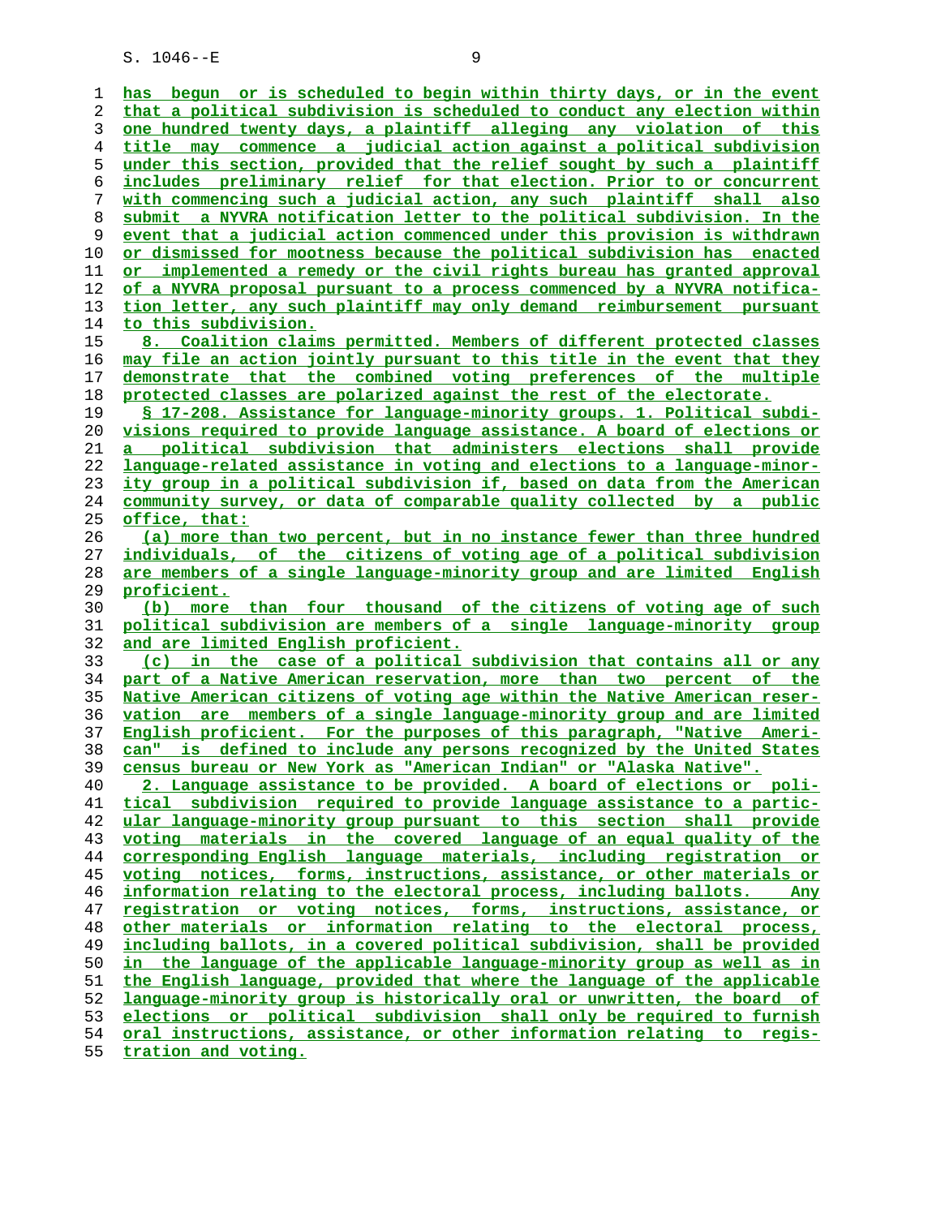has begun or is scheduled to begin within thirty days, or in the event that a political subdivision is scheduled to conduct any election within one hundred twenty days, a plaintiff alleging any violation of this title may commence a judicial action against a political subdivision under this section, provided that the relief sought by such a plaintiff includes preliminary relief for that election. Prior to or concurrent with commencing such a judicial action, any such plaintiff shall also submit a NYVRA notification letter to the political subdivision. In the event that a judicial action commenced under this provision is withdrawn or dismissed for mootness because the political subdivision has enacted or implemented a remedy or the civil rights bureau has granted approval of a NYVRA proposal pursuant to a process commenced by a NYVRA notification letter, any such plaintiff may only demand reimbursement pursuant to this subdivision.

8. Coalition claims permitted. Members of different protected classes may file an action jointly pursuant to this title in the event that they demonstrate that the combined voting preferences of the multiple protected classes are polarized against the rest of the electorate.

§ 17-208. Assistance for language-minority groups. 1. Political subdivisions required to provide language assistance. A board of elections or a political subdivision that administers elections shall provide language-related assistance in voting and elections to a language-minority group in a political subdivision if, based on data from the American community survey, or data of comparable quality collected by a public office, that:

(a) more than two percent, but in no instance fewer than three hundred individuals, of the citizens of voting age of a political subdivision are members of a single language-minority group and are limited English proficient.

(b) more than four thousand of the citizens of voting age of such political subdivision are members of a single language-minority group and are limited English proficient.

(c) in the case of a political subdivision that contains all or any part of a Native American reservation, more than two percent of the Native American citizens of voting age within the Native American reservation are members of a single language-minority group and are limited English proficient. For the purposes of this paragraph, "Native American" is defined to include any persons recognized by the United States census bureau or New York as "American Indian" or "Alaska Native".

2. Language assistance to be provided. A board of elections or political subdivision required to provide language assistance to a particular language-minority group pursuant to this section shall provide voting materials in the covered language of an equal quality of the corresponding English language materials, including registration or voting notices, forms, instructions, assistance, or other materials or information relating to the electoral process, including ballots. Any registration or voting notices, forms, instructions, assistance, or other materials or information relating to the electoral process, including ballots, in a covered political subdivision, shall be provided in the language of the applicable language-minority group as well as in the English language, provided that where the language of the applicable language-minority group is historically oral or unwritten, the board of elections or political subdivision shall only be required to furnish oral instructions, assistance, or other information relating to registration and voting.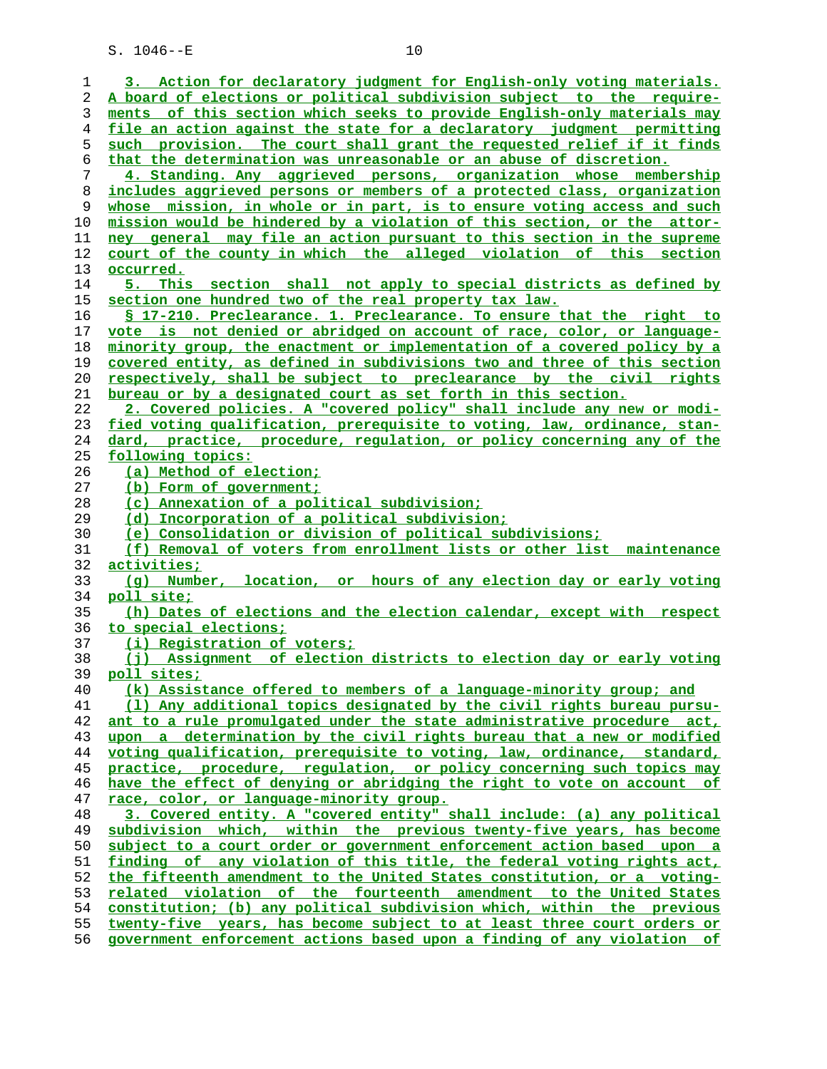3. Action for declaratory judgment for English-only voting materials. A board of elections or political subdivision subject to the requirements of this section which seeks to provide English-only materials may file an action against the state for a declaratory judgment permitting such provision. The court shall grant the requested relief if it finds that the determination was unreasonable or an abuse of discretion.

4. Standing. Any aggrieved persons, organization whose membership includes aggrieved persons or members of a protected class, organization whose mission, in whole or in part, is to ensure voting access and such mission would be hindered by a violation of this section, or the attorney general may file an action pursuant to this section in the supreme court of the county in which the alleged violation of this section occurred.

5. This section shall not apply to special districts as defined by section one hundred two of the real property tax law.

§ 17-210. Preclearance. 1. Preclearance. To ensure that the right to vote is not denied or abridged on account of race, color, or language-minority group, the enactment or implementation of a covered policy by a covered entity, as defined in subdivisions two and three of this section respectively, shall be subject to preclearance by the civil rights bureau or by a designated court as set forth in this section.

2. Covered policies. A "covered policy" shall include any new or modified voting qualification, prerequisite to voting, law, ordinance, standard, practice, procedure, regulation, or policy concerning any of the following topics:

(a) Method of election;

(b) Form of government;

(c) Annexation of a political subdivision;

(d) Incorporation of a political subdivision;

(e) Consolidation or division of political subdivisions;

(f) Removal of voters from enrollment lists or other list maintenance activities;

(g) Number, location, or hours of any election day or early voting poll site;

(h) Dates of elections and the election calendar, except with respect to special elections;

(i) Registration of voters;

(j) Assignment of election districts to election day or early voting poll sites;

(k) Assistance offered to members of a language-minority group; and

(l) Any additional topics designated by the civil rights bureau pursuant to a rule promulgated under the state administrative procedure act, upon a determination by the civil rights bureau that a new or modified voting qualification, prerequisite to voting, law, ordinance, standard, practice, procedure, regulation, or policy concerning such topics may have the effect of denying or abridging the right to vote on account of race, color, or language-minority group.

3. Covered entity. A "covered entity" shall include: (a) any political subdivision which, within the previous twenty-five years, has become subject to a court order or government enforcement action based upon a finding of any violation of this title, the federal voting rights act, the fifteenth amendment to the United States constitution, or a voting-related violation of the fourteenth amendment to the United States constitution; (b) any political subdivision which, within the previous twenty-five years, has become subject to at least three court orders or government enforcement actions based upon a finding of any violation of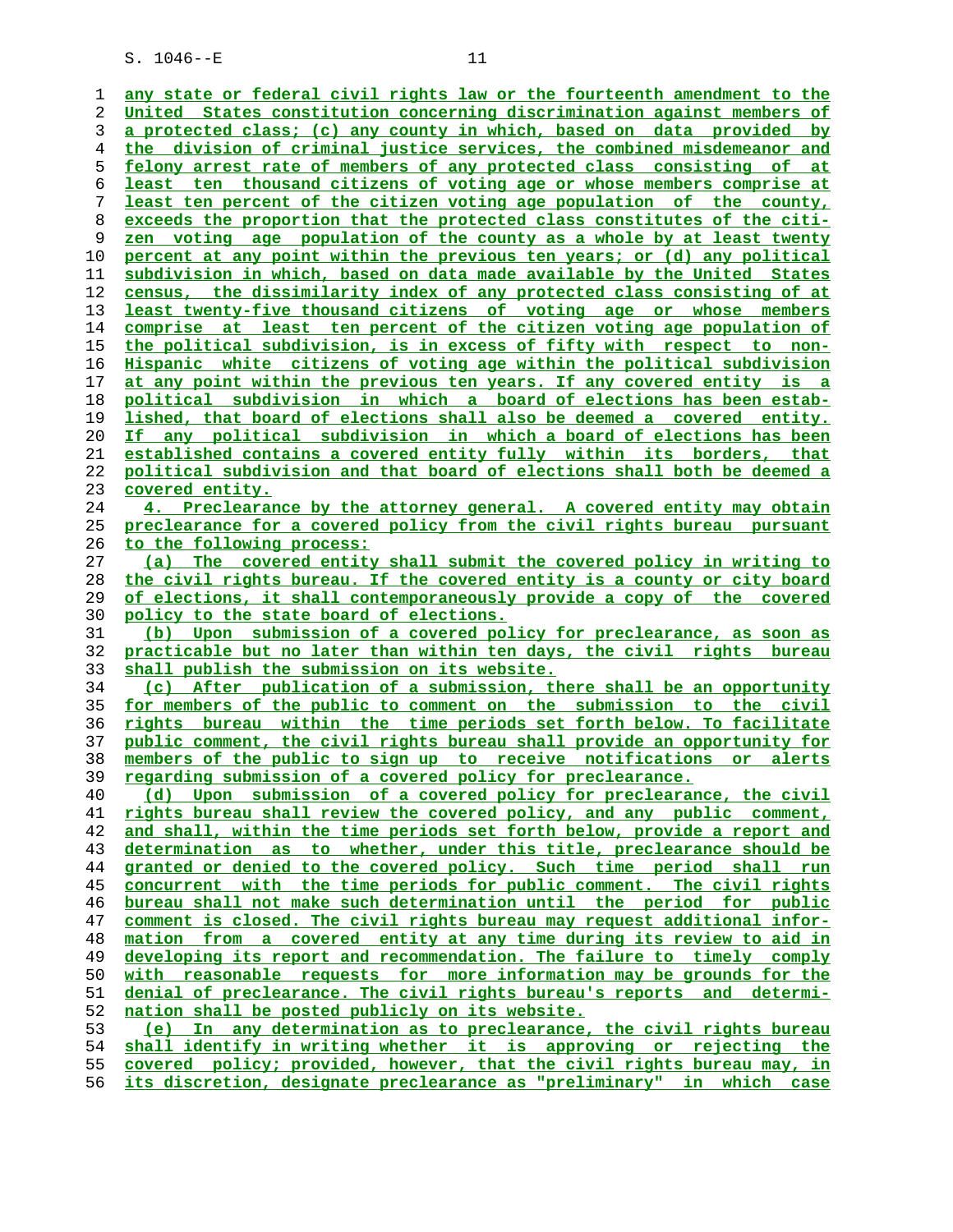any state or federal civil rights law or the fourteenth amendment to the United States constitution concerning discrimination against members of a protected class; (c) any county in which, based on data provided by the division of criminal justice services, the combined misdemeanor and felony arrest rate of members of any protected class consisting of at least ten thousand citizens of voting age or whose members comprise at least ten percent of the citizen voting age population of the county, exceeds the proportion that the protected class constitutes of the citizen voting age population of the county as a whole by at least twenty percent at any point within the previous ten years; or (d) any political subdivision in which, based on data made available by the United States census, the dissimilarity index of any protected class consisting of at least twenty-five thousand citizens of voting age or whose members comprise at least ten percent of the citizen voting age population of the political subdivision, is in excess of fifty with respect to non-Hispanic white citizens of voting age within the political subdivision at any point within the previous ten years. If any covered entity is a political subdivision in which a board of elections has been established, that board of elections shall also be deemed a covered entity. If any political subdivision in which a board of elections has been established contains a covered entity fully within its borders, that political subdivision and that board of elections shall both be deemed a covered entity.

4. Preclearance by the attorney general. A covered entity may obtain preclearance for a covered policy from the civil rights bureau pursuant to the following process:

(a) The covered entity shall submit the covered policy in writing to the civil rights bureau. If the covered entity is a county or city board of elections, it shall contemporaneously provide a copy of the covered policy to the state board of elections.

(b) Upon submission of a covered policy for preclearance, as soon as practicable but no later than within ten days, the civil rights bureau shall publish the submission on its website.

(c) After publication of a submission, there shall be an opportunity for members of the public to comment on the submission to the civil rights bureau within the time periods set forth below. To facilitate public comment, the civil rights bureau shall provide an opportunity for members of the public to sign up to receive notifications or alerts regarding submission of a covered policy for preclearance.

(d) Upon submission of a covered policy for preclearance, the civil rights bureau shall review the covered policy, and any public comment, and shall, within the time periods set forth below, provide a report and determination as to whether, under this title, preclearance should be granted or denied to the covered policy. Such time period shall run concurrent with the time periods for public comment. The civil rights bureau shall not make such determination until the period for public comment is closed. The civil rights bureau may request additional information from a covered entity at any time during its review to aid in developing its report and recommendation. The failure to timely comply with reasonable requests for more information may be grounds for the denial of preclearance. The civil rights bureau's reports and determination shall be posted publicly on its website.

(e) In any determination as to preclearance, the civil rights bureau shall identify in writing whether it is approving or rejecting the covered policy; provided, however, that the civil rights bureau may, in its discretion, designate preclearance as "preliminary" in which case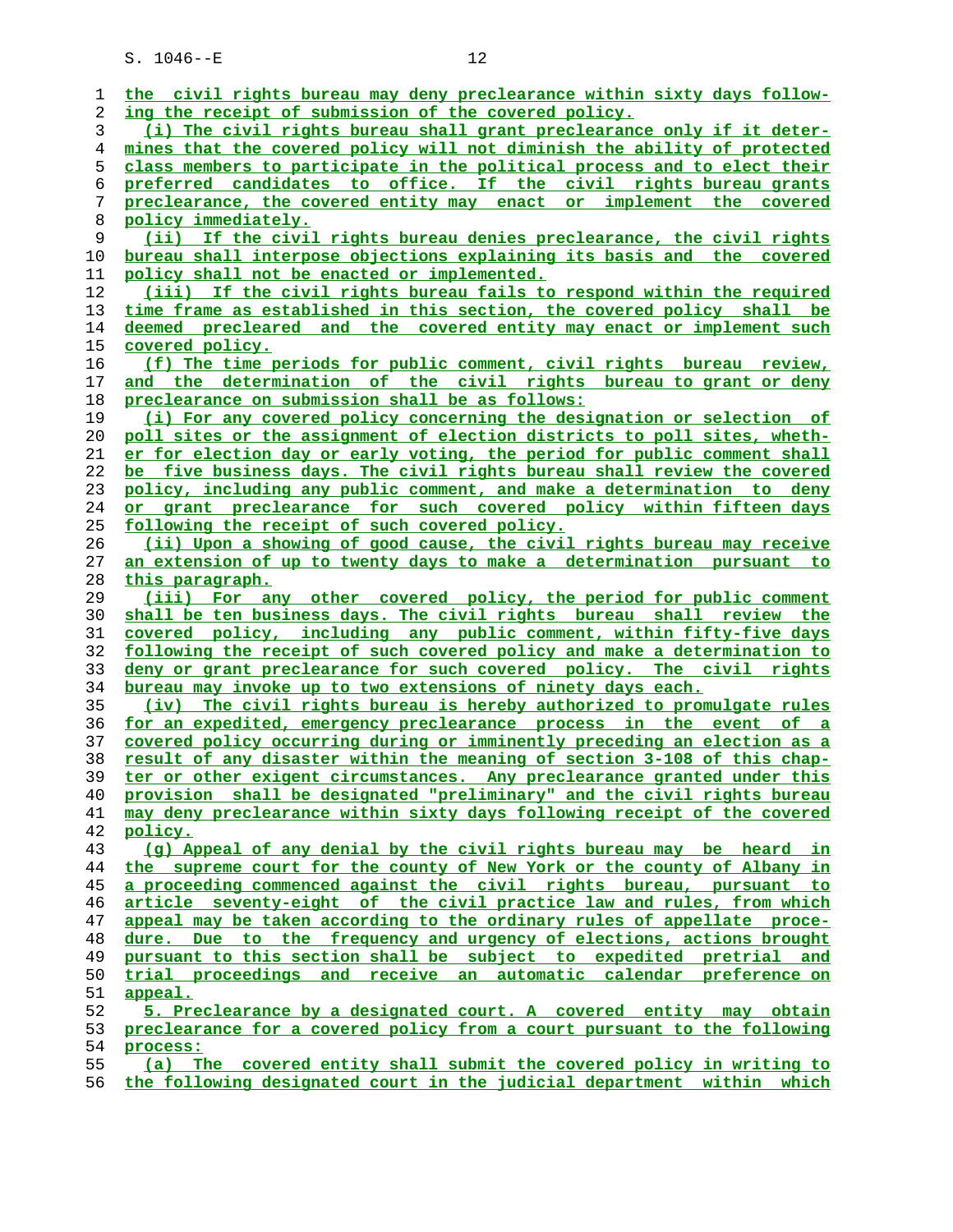the civil rights bureau may deny preclearance within sixty days following the receipt of submission of the covered policy.

(i) The civil rights bureau shall grant preclearance only if it determines that the covered policy will not diminish the ability of protected class members to participate in the political process and to elect their preferred candidates to office. If the civil rights bureau grants preclearance, the covered entity may enact or implement the covered policy immediately.

(ii) If the civil rights bureau denies preclearance, the civil rights bureau shall interpose objections explaining its basis and the covered policy shall not be enacted or implemented.

(iii) If the civil rights bureau fails to respond within the required time frame as established in this section, the covered policy shall be deemed precleared and the covered entity may enact or implement such covered policy.

(f) The time periods for public comment, civil rights bureau review, and the determination of the civil rights bureau to grant or deny preclearance on submission shall be as follows:

(i) For any covered policy concerning the designation or selection of poll sites or the assignment of election districts to poll sites, whether for election day or early voting, the period for public comment shall be five business days. The civil rights bureau shall review the covered policy, including any public comment, and make a determination to deny or grant preclearance for such covered policy within fifteen days following the receipt of such covered policy.

(ii) Upon a showing of good cause, the civil rights bureau may receive an extension of up to twenty days to make a determination pursuant to this paragraph.

(iii) For any other covered policy, the period for public comment shall be ten business days. The civil rights bureau shall review the covered policy, including any public comment, within fifty-five days following the receipt of such covered policy and make a determination to deny or grant preclearance for such covered policy. The civil rights bureau may invoke up to two extensions of ninety days each.

(iv) The civil rights bureau is hereby authorized to promulgate rules for an expedited, emergency preclearance process in the event of a covered policy occurring during or imminently preceding an election as a result of any disaster within the meaning of section 3-108 of this chapter or other exigent circumstances. Any preclearance granted under this provision shall be designated "preliminary" and the civil rights bureau may deny preclearance within sixty days following receipt of the covered policy.

(g) Appeal of any denial by the civil rights bureau may be heard in the supreme court for the county of New York or the county of Albany in a proceeding commenced against the civil rights bureau, pursuant to article seventy-eight of the civil practice law and rules, from which appeal may be taken according to the ordinary rules of appellate procedure. Due to the frequency and urgency of elections, actions brought pursuant to this section shall be subject to expedited pretrial and trial proceedings and receive an automatic calendar preference on appeal.

5. Preclearance by a designated court. A covered entity may obtain preclearance for a covered policy from a court pursuant to the following process:

(a) The covered entity shall submit the covered policy in writing to the following designated court in the judicial department within which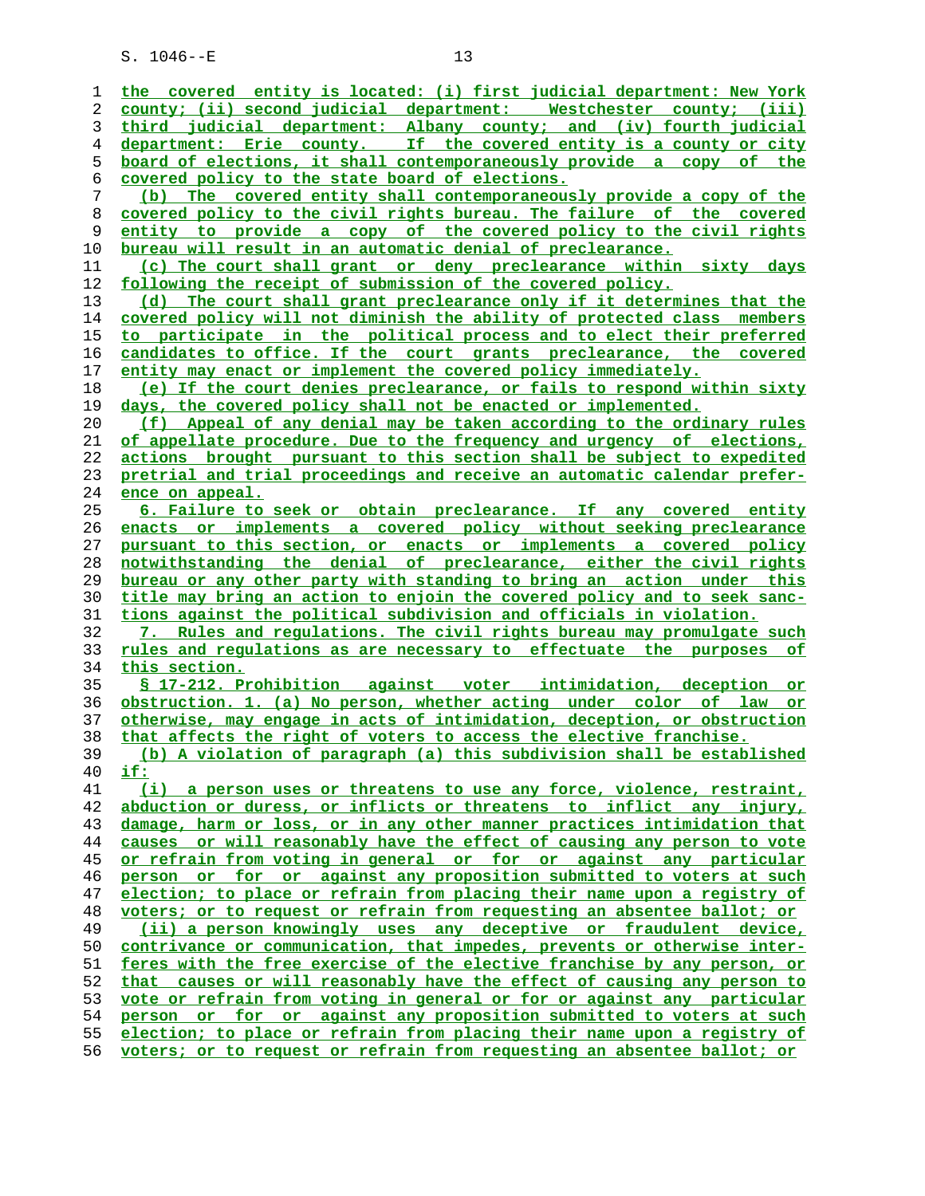the covered entity is located: (i) first judicial department: New York county; (ii) second judicial department: Westchester county; (iii) third judicial department: Albany county; and (iv) fourth judicial department: Erie county. If the covered entity is a county or city board of elections, it shall contemporaneously provide a copy of the covered policy to the state board of elections.

(b) The covered entity shall contemporaneously provide a copy of the covered policy to the civil rights bureau. The failure of the covered entity to provide a copy of the covered policy to the civil rights bureau will result in an automatic denial of preclearance.

(c) The court shall grant or deny preclearance within sixty days following the receipt of submission of the covered policy.

(d) The court shall grant preclearance only if it determines that the covered policy will not diminish the ability of protected class members to participate in the political process and to elect their preferred candidates to office. If the court grants preclearance, the covered entity may enact or implement the covered policy immediately.

(e) If the court denies preclearance, or fails to respond within sixty days, the covered policy shall not be enacted or implemented.

(f) Appeal of any denial may be taken according to the ordinary rules of appellate procedure. Due to the frequency and urgency of elections, actions brought pursuant to this section shall be subject to expedited pretrial and trial proceedings and receive an automatic calendar preference on appeal.

6. Failure to seek or obtain preclearance. If any covered entity enacts or implements a covered policy without seeking preclearance pursuant to this section, or enacts or implements a covered policy notwithstanding the denial of preclearance, either the civil rights bureau or any other party with standing to bring an action under this title may bring an action to enjoin the covered policy and to seek sanctions against the political subdivision and officials in violation.

7. Rules and regulations. The civil rights bureau may promulgate such rules and regulations as are necessary to effectuate the purposes of this section.

§ 17-212. Prohibition against voter intimidation, deception or obstruction. 1. (a) No person, whether acting under color of law or otherwise, may engage in acts of intimidation, deception, or obstruction that affects the right of voters to access the elective franchise.

(b) A violation of paragraph (a) this subdivision shall be established if:

(i) a person uses or threatens to use any force, violence, restraint, abduction or duress, or inflicts or threatens to inflict any injury, damage, harm or loss, or in any other manner practices intimidation that causes or will reasonably have the effect of causing any person to vote or refrain from voting in general or for or against any particular person or for or against any proposition submitted to voters at such election; to place or refrain from placing their name upon a registry of voters; or to request or refrain from requesting an absentee ballot; or

(ii) a person knowingly uses any deceptive or fraudulent device, contrivance or communication, that impedes, prevents or otherwise interferes with the free exercise of the elective franchise by any person, or that causes or will reasonably have the effect of causing any person to vote or refrain from voting in general or for or against any particular person or for or against any proposition submitted to voters at such election; to place or refrain from placing their name upon a registry of voters; or to request or refrain from requesting an absentee ballot; or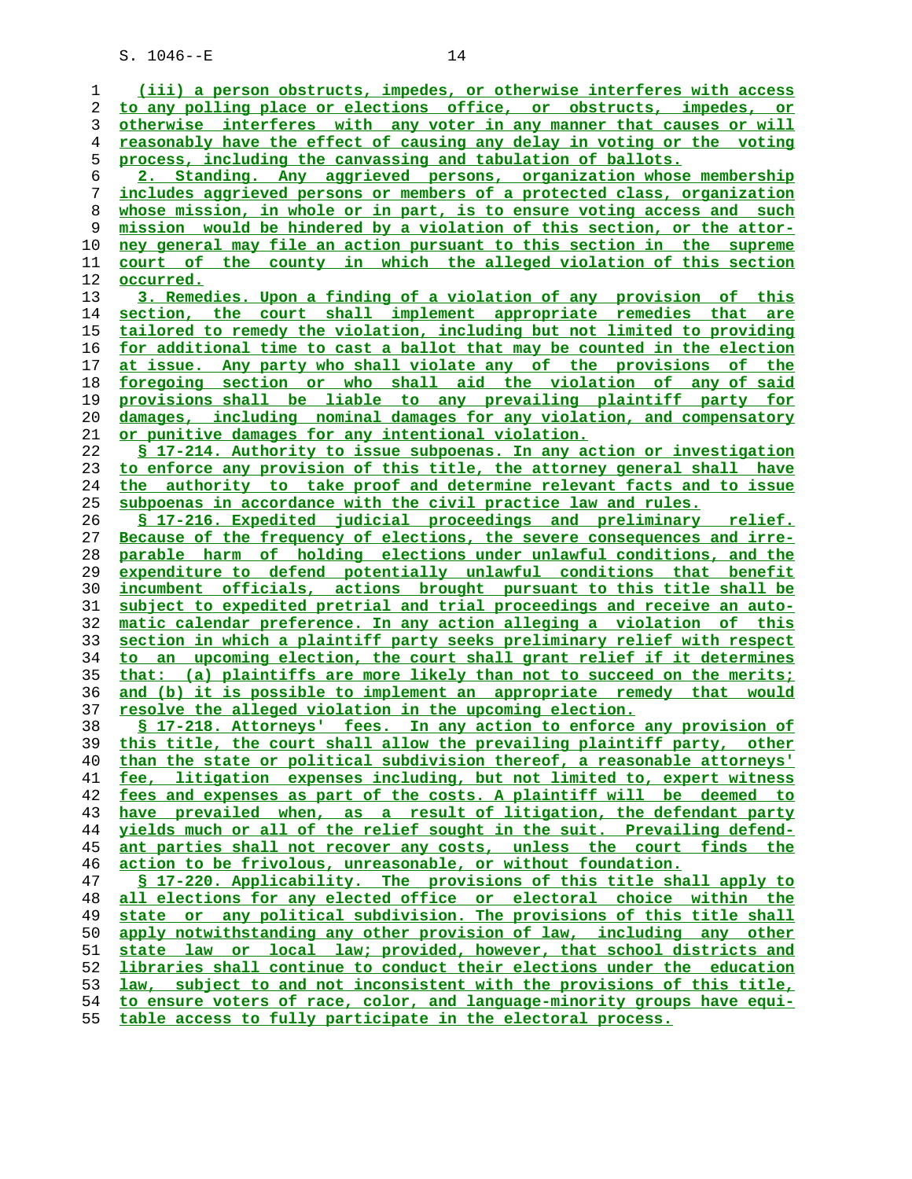(iii) a person obstructs, impedes, or otherwise interferes with access to any polling place or elections office, or obstructs, impedes, or otherwise interferes with any voter in any manner that causes or will reasonably have the effect of causing any delay in voting or the voting process, including the canvassing and tabulation of ballots.

2. Standing. Any aggrieved persons, organization whose membership includes aggrieved persons or members of a protected class, organization whose mission, in whole or in part, is to ensure voting access and such mission would be hindered by a violation of this section, or the attorney general may file an action pursuant to this section in the supreme court of the county in which the alleged violation of this section occurred.

3. Remedies. Upon a finding of a violation of any provision of this section, the court shall implement appropriate remedies that are tailored to remedy the violation, including but not limited to providing for additional time to cast a ballot that may be counted in the election at issue. Any party who shall violate any of the provisions of the foregoing section or who shall aid the violation of any of said provisions shall be liable to any prevailing plaintiff party for damages, including nominal damages for any violation, and compensatory or punitive damages for any intentional violation.

§ 17-214. Authority to issue subpoenas. In any action or investigation to enforce any provision of this title, the attorney general shall have the authority to take proof and determine relevant facts and to issue subpoenas in accordance with the civil practice law and rules.

§ 17-216. Expedited judicial proceedings and preliminary relief. Because of the frequency of elections, the severe consequences and irreparable harm of holding elections under unlawful conditions, and the expenditure to defend potentially unlawful conditions that benefit incumbent officials, actions brought pursuant to this title shall be subject to expedited pretrial and trial proceedings and receive an automatic calendar preference. In any action alleging a violation of this section in which a plaintiff party seeks preliminary relief with respect to an upcoming election, the court shall grant relief if it determines that: (a) plaintiffs are more likely than not to succeed on the merits; and (b) it is possible to implement an appropriate remedy that would resolve the alleged violation in the upcoming election.

§ 17-218. Attorneys' fees. In any action to enforce any provision of this title, the court shall allow the prevailing plaintiff party, other than the state or political subdivision thereof, a reasonable attorneys' fee, litigation expenses including, but not limited to, expert witness fees and expenses as part of the costs. A plaintiff will be deemed to have prevailed when, as a result of litigation, the defendant party yields much or all of the relief sought in the suit. Prevailing defendant parties shall not recover any costs, unless the court finds the action to be frivolous, unreasonable, or without foundation.

§ 17-220. Applicability. The provisions of this title shall apply to all elections for any elected office or electoral choice within the state or any political subdivision. The provisions of this title shall apply notwithstanding any other provision of law, including any other state law or local law; provided, however, that school districts and libraries shall continue to conduct their elections under the education law, subject to and not inconsistent with the provisions of this title, to ensure voters of race, color, and language-minority groups have equitable access to fully participate in the electoral process.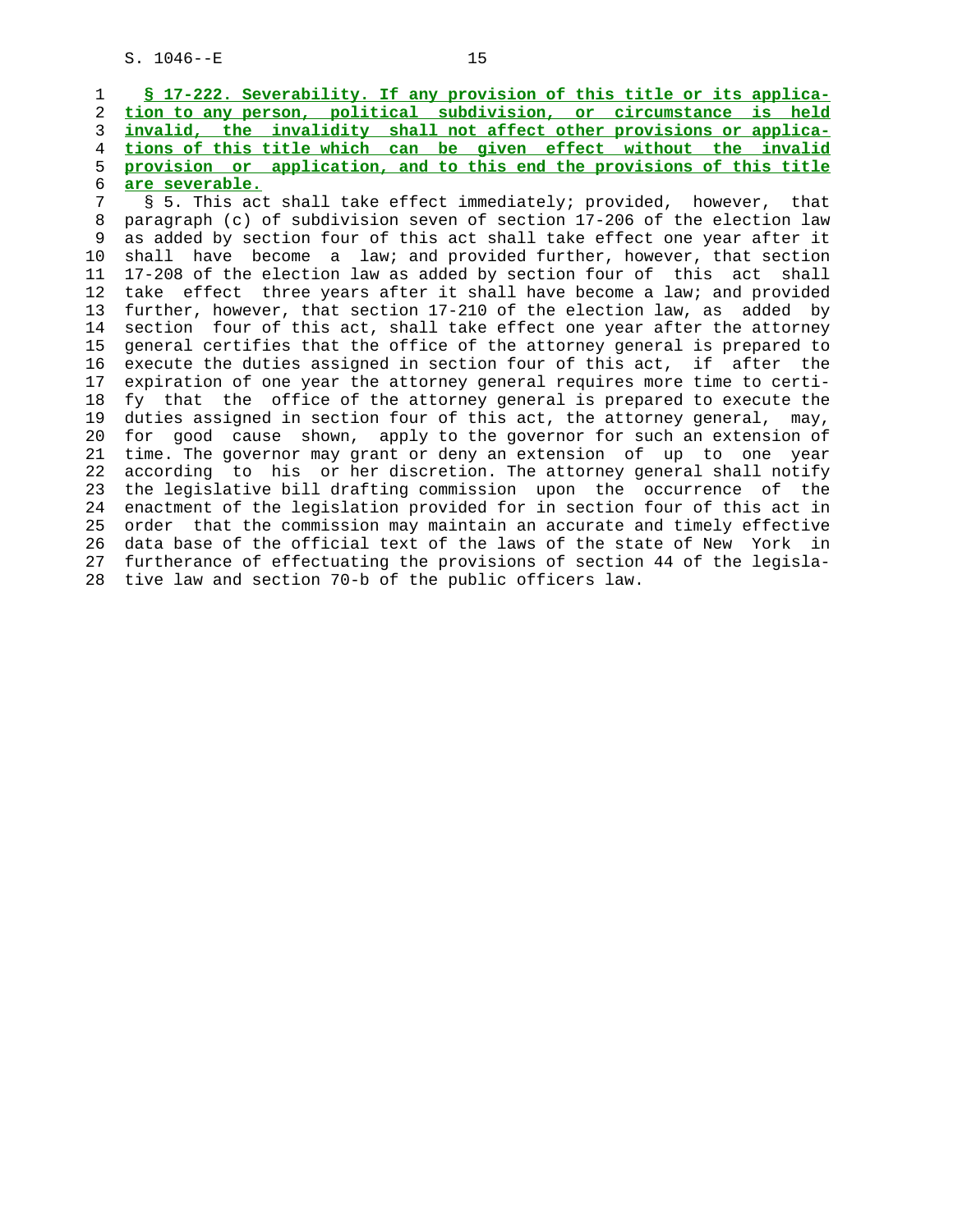**§ 17-222. Severability. If any provision of this title or its application to any person, political subdivision, or circumstance is held invalid, the invalidity shall not affect other provisions or applications of this title which can be given effect without the invalid provision or application, and to this end the provisions of this title are severable.**

§ 5. This act shall take effect immediately; provided, however, that paragraph (c) of subdivision seven of section 17-206 of the election law as added by section four of this act shall take effect one year after it shall have become a law; and provided further, however, that section 17-208 of the election law as added by section four of this act shall take effect three years after it shall have become a law; and provided further, however, that section 17-210 of the election law, as added by section four of this act, shall take effect one year after the attorney general certifies that the office of the attorney general is prepared to execute the duties assigned in section four of this act, if after the expiration of one year the attorney general requires more time to certify that the office of the attorney general is prepared to execute the duties assigned in section four of this act, the attorney general, may, for good cause shown, apply to the governor for such an extension of time. The governor may grant or deny an extension of up to one year according to his or her discretion. The attorney general shall notify the legislative bill drafting commission upon the occurrence of the enactment of the legislation provided for in section four of this act in order that the commission may maintain an accurate and timely effective data base of the official text of the laws of the state of New York in furtherance of effectuating the provisions of section 44 of the legislative law and section 70-b of the public officers law.